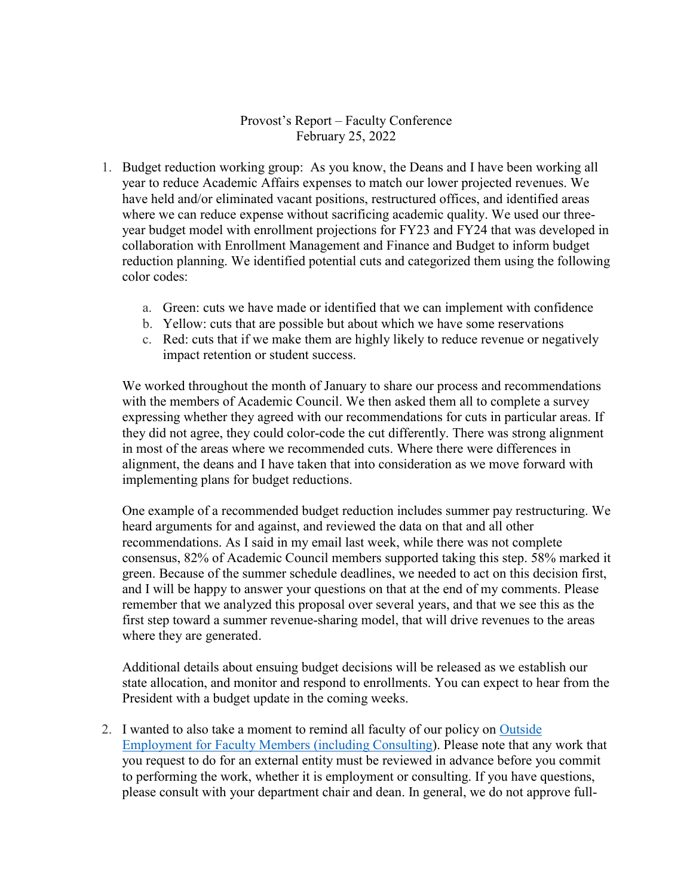Provost's Report – Faculty Conference
February 25, 2022

1. Budget reduction working group: As you know, the Deans and I have been working all year to reduce Academic Affairs expenses to match our lower projected revenues. We have held and/or eliminated vacant positions, restructured offices, and identified areas where we can reduce expense without sacrificing academic quality. We used our three-year budget model with enrollment projections for FY23 and FY24 that was developed in collaboration with Enrollment Management and Finance and Budget to inform budget reduction planning. We identified potential cuts and categorized them using the following color codes:

   a. Green: cuts we have made or identified that we can implement with confidence
   b. Yellow: cuts that are possible but about which we have some reservations
   c. Red: cuts that if we make them are highly likely to reduce revenue or negatively impact retention or student success.

   We worked throughout the month of January to share our process and recommendations with the members of Academic Council. We then asked them all to complete a survey expressing whether they agreed with our recommendations for cuts in particular areas. If they did not agree, they could color-code the cut differently. There was strong alignment in most of the areas where we recommended cuts. Where there were differences in alignment, the deans and I have taken that into consideration as we move forward with implementing plans for budget reductions.

   One example of a recommended budget reduction includes summer pay restructuring. We heard arguments for and against, and reviewed the data on that and all other recommendations. As I said in my email last week, while there was not complete consensus, 82% of Academic Council members supported taking this step. 58% marked it green. Because of the summer schedule deadlines, we needed to act on this decision first, and I will be happy to answer your questions on that at the end of my comments. Please remember that we analyzed this proposal over several years, and that we see this as the first step toward a summer revenue-sharing model, that will drive revenues to the areas where they are generated.

   Additional details about ensuing budget decisions will be released as we establish our state allocation, and monitor and respond to enrollments. You can expect to hear from the President with a budget update in the coming weeks.

2. I wanted to also take a moment to remind all faculty of our policy on [Outside Employment for Faculty Members (including Consulting)]). Please note that any work that you request to do for an external entity must be reviewed in advance before you commit to performing the work, whether it is employment or consulting. If you have questions, please consult with your department chair and dean. In general, we do not approve full-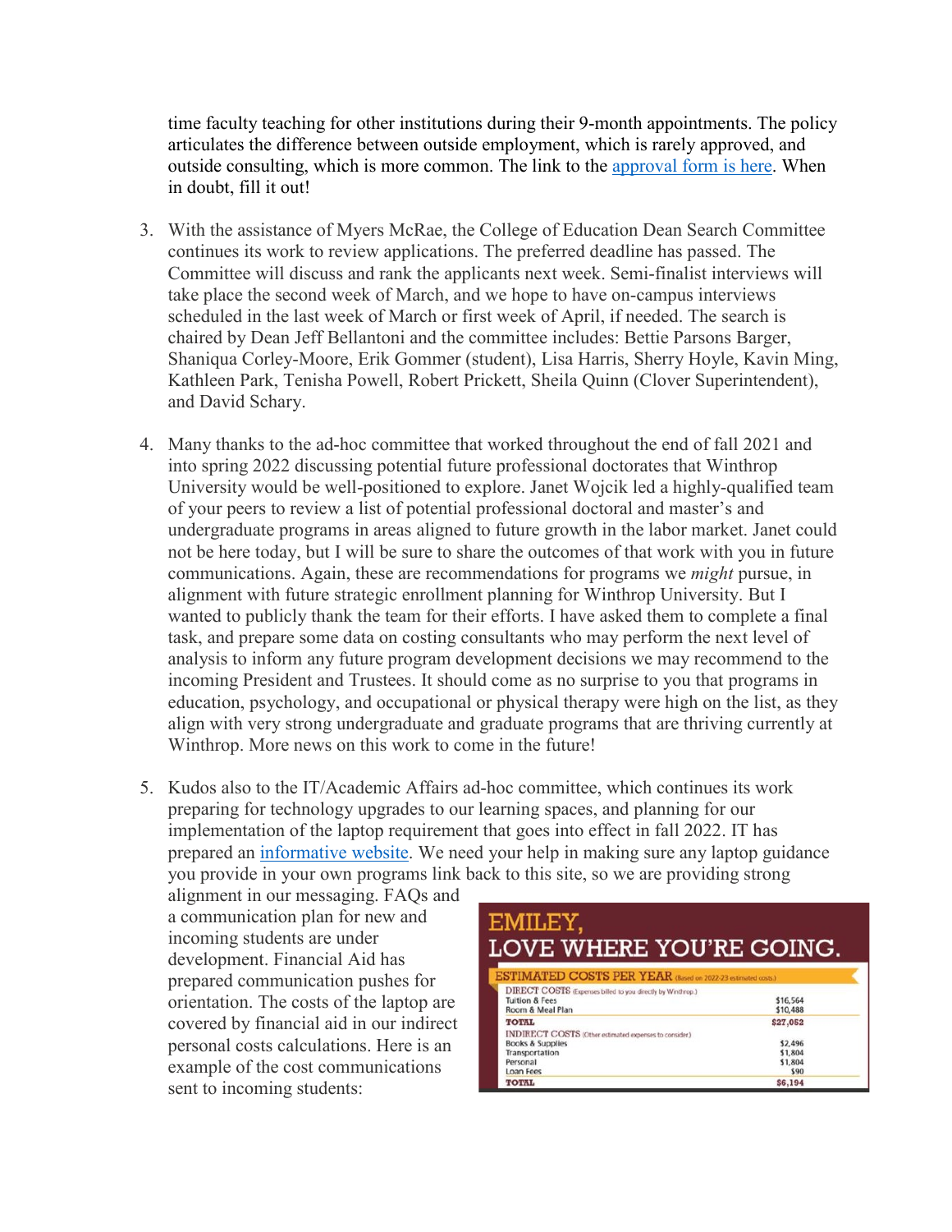time faculty teaching for other institutions during their 9-month appointments. The policy articulates the difference between outside employment, which is rarely approved, and outside consulting, which is more common. The link to the approval form is here. When in doubt, fill it out!

3. With the assistance of Myers McRae, the College of Education Dean Search Committee continues its work to review applications. The preferred deadline has passed. The Committee will discuss and rank the applicants next week. Semi-finalist interviews will take place the second week of March, and we hope to have on-campus interviews scheduled in the last week of March or first week of April, if needed. The search is chaired by Dean Jeff Bellantoni and the committee includes: Bettie Parsons Barger, Shaniqua Corley-Moore, Erik Gommer (student), Lisa Harris, Sherry Hoyle, Kavin Ming, Kathleen Park, Tenisha Powell, Robert Prickett, Sheila Quinn (Clover Superintendent), and David Schary.

4. Many thanks to the ad-hoc committee that worked throughout the end of fall 2021 and into spring 2022 discussing potential future professional doctorates that Winthrop University would be well-positioned to explore. Janet Wojcik led a highly-qualified team of your peers to review a list of potential professional doctoral and master's and undergraduate programs in areas aligned to future growth in the labor market. Janet could not be here today, but I will be sure to share the outcomes of that work with you in future communications. Again, these are recommendations for programs we *might* pursue, in alignment with future strategic enrollment planning for Winthrop University. But I wanted to publicly thank the team for their efforts. I have asked them to complete a final task, and prepare some data on costing consultants who may perform the next level of analysis to inform any future program development decisions we may recommend to the incoming President and Trustees. It should come as no surprise to you that programs in education, psychology, and occupational or physical therapy were high on the list, as they align with very strong undergraduate and graduate programs that are thriving currently at Winthrop. More news on this work to come in the future!

5. Kudos also to the IT/Academic Affairs ad-hoc committee, which continues its work preparing for technology upgrades to our learning spaces, and planning for our implementation of the laptop requirement that goes into effect in fall 2022. IT has prepared an informative website. We need your help in making sure any laptop guidance you provide in your own programs link back to this site, so we are providing strong alignment in our messaging. FAQs and a communication plan for new and incoming students are under development. Financial Aid has prepared communication pushes for orientation. The costs of the laptop are covered by financial aid in our indirect personal costs calculations. Here is an example of the cost communications sent to incoming students:

**EMILEY, LOVE WHERE YOU'RE GOING.**

**ESTIMATED COSTS PER YEAR** (Based on 2022-23 estimated costs.)

| DIRECT COSTS (Expenses billed to you directly by Winthrop.) | |
|---|---|
| Tuition & Fees | $16,564 |
| Room & Meal Plan | $10,488 |
| **TOTAL** | **$27,052** |
| INDIRECT COSTS (Other estimated expenses to consider.) | |
| Books & Supplies | $2,496 |
| Transportation | $1,804 |
| Personal | $1,804 |
| Loan Fees | $90 |
| **TOTAL** | **$6,194** |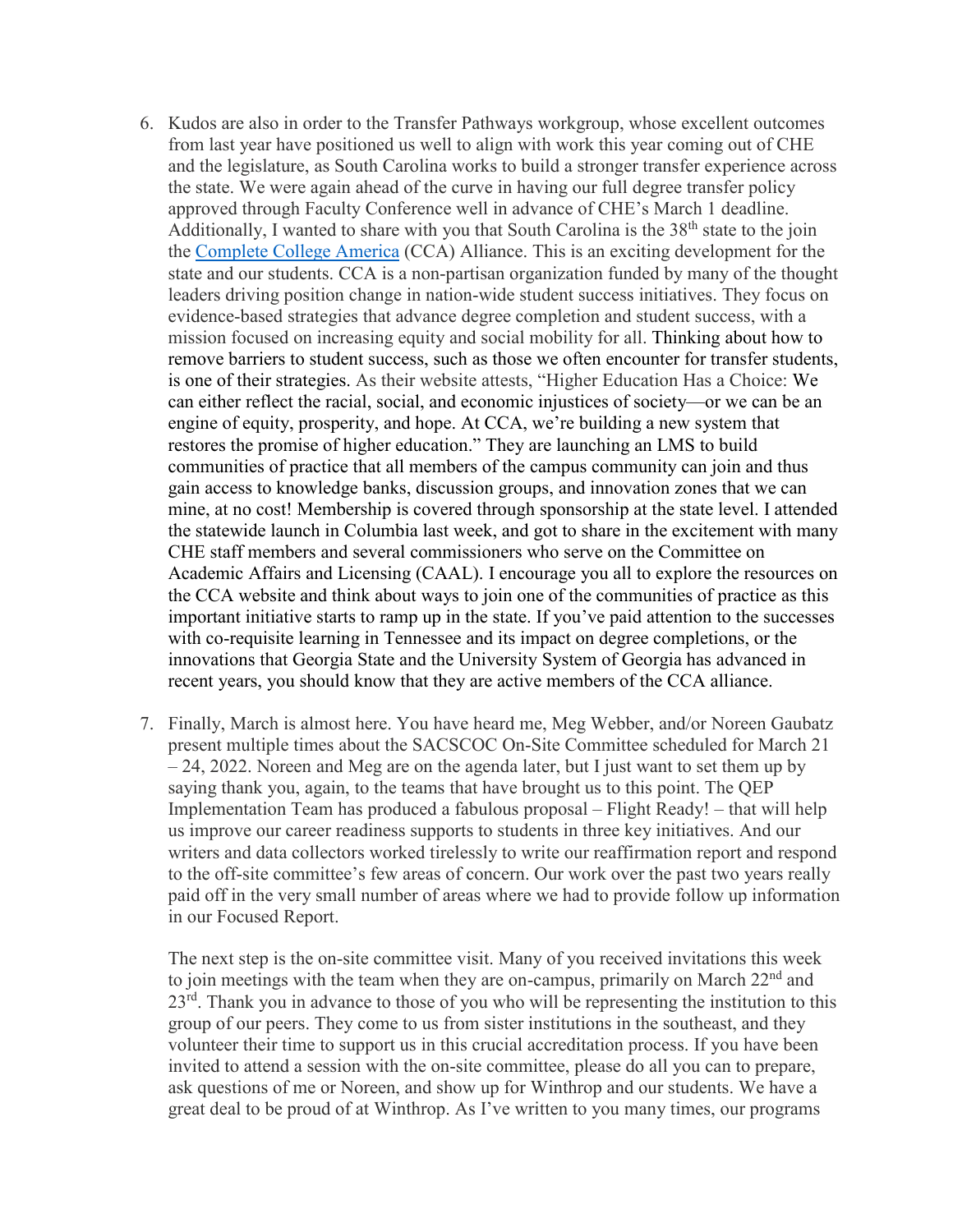6. Kudos are also in order to the Transfer Pathways workgroup, whose excellent outcomes from last year have positioned us well to align with work this year coming out of CHE and the legislature, as South Carolina works to build a stronger transfer experience across the state. We were again ahead of the curve in having our full degree transfer policy approved through Faculty Conference well in advance of CHE's March 1 deadline. Additionally, I wanted to share with you that South Carolina is the 38th state to the join the [Complete College America](#) (CCA) Alliance. This is an exciting development for the state and our students. CCA is a non-partisan organization funded by many of the thought leaders driving position change in nation-wide student success initiatives. They focus on evidence-based strategies that advance degree completion and student success, with a mission focused on increasing equity and social mobility for all. Thinking about how to remove barriers to student success, such as those we often encounter for transfer students, is one of their strategies. As their website attests, "Higher Education Has a Choice: We can either reflect the racial, social, and economic injustices of society—or we can be an engine of equity, prosperity, and hope. At CCA, we're building a new system that restores the promise of higher education." They are launching an LMS to build communities of practice that all members of the campus community can join and thus gain access to knowledge banks, discussion groups, and innovation zones that we can mine, at no cost! Membership is covered through sponsorship at the state level. I attended the statewide launch in Columbia last week, and got to share in the excitement with many CHE staff members and several commissioners who serve on the Committee on Academic Affairs and Licensing (CAAL). I encourage you all to explore the resources on the CCA website and think about ways to join one of the communities of practice as this important initiative starts to ramp up in the state. If you've paid attention to the successes with co-requisite learning in Tennessee and its impact on degree completions, or the innovations that Georgia State and the University System of Georgia has advanced in recent years, you should know that they are active members of the CCA alliance.

7. Finally, March is almost here. You have heard me, Meg Webber, and/or Noreen Gaubatz present multiple times about the SACSCOC On-Site Committee scheduled for March 21 – 24, 2022. Noreen and Meg are on the agenda later, but I just want to set them up by saying thank you, again, to the teams that have brought us to this point. The QEP Implementation Team has produced a fabulous proposal – Flight Ready! – that will help us improve our career readiness supports to students in three key initiatives. And our writers and data collectors worked tirelessly to write our reaffirmation report and respond to the off-site committee's few areas of concern. Our work over the past two years really paid off in the very small number of areas where we had to provide follow up information in our Focused Report.

   The next step is the on-site committee visit. Many of you received invitations this week to join meetings with the team when they are on-campus, primarily on March 22nd and 23rd. Thank you in advance to those of you who will be representing the institution to this group of our peers. They come to us from sister institutions in the southeast, and they volunteer their time to support us in this crucial accreditation process. If you have been invited to attend a session with the on-site committee, please do all you can to prepare, ask questions of me or Noreen, and show up for Winthrop and our students. We have a great deal to be proud of at Winthrop. As I've written to you many times, our programs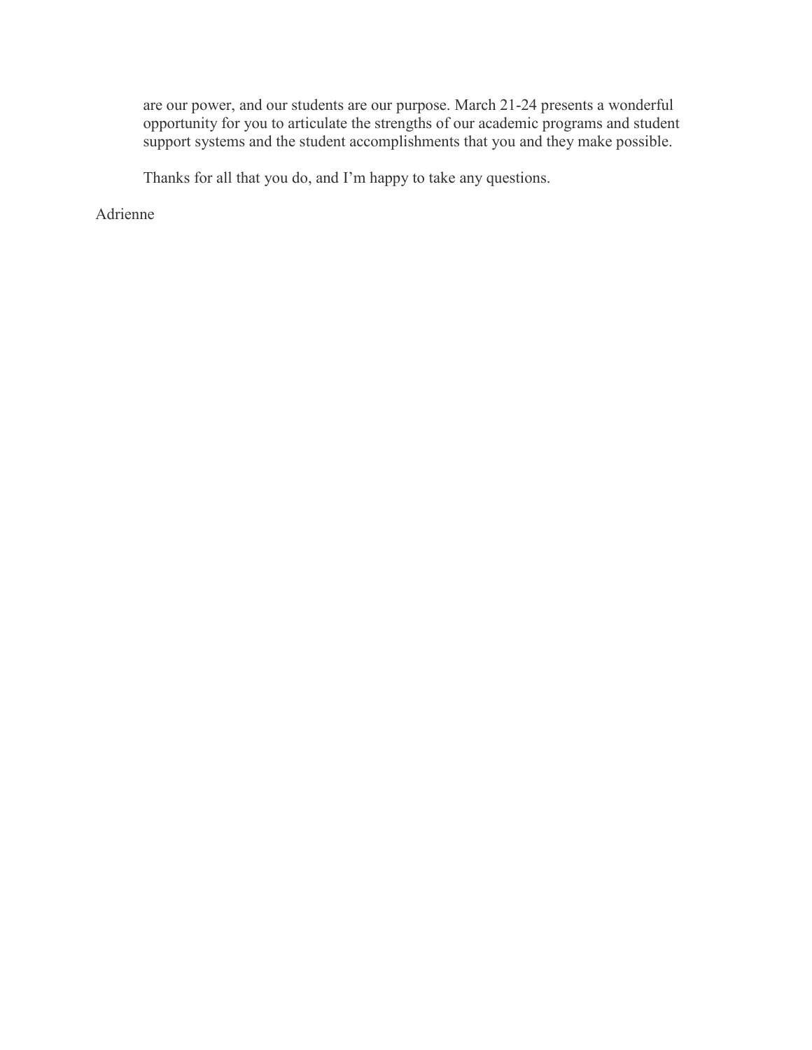are our power, and our students are our purpose. March 21-24 presents a wonderful opportunity for you to articulate the strengths of our academic programs and student support systems and the student accomplishments that you and they make possible.

Thanks for all that you do, and I'm happy to take any questions.

Adrienne